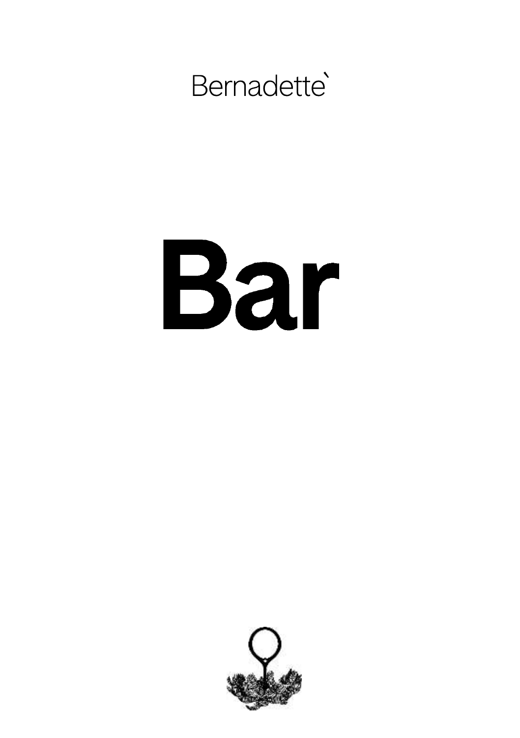Bernadette`

# Bar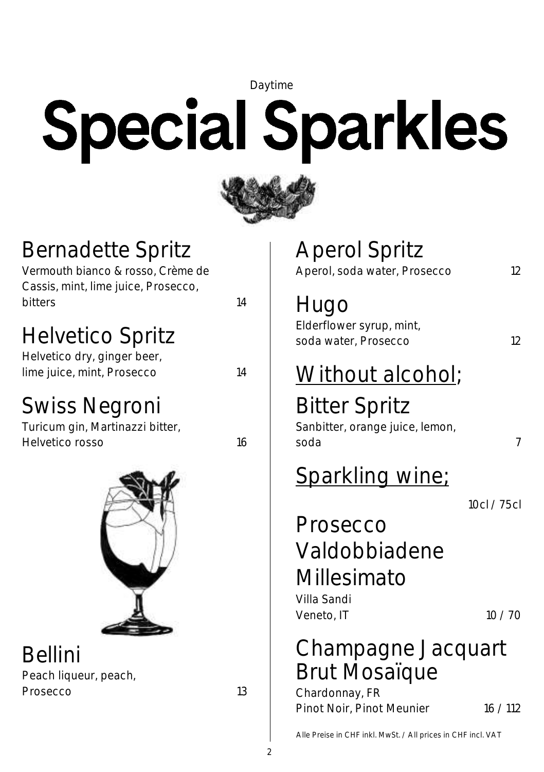Daytime

# Special Sparkles

## Bernadette Spritz
Vermouth bianco & rosso, Crème de Cassis, mint, lime juice, Prosecco, bitters — 14

## Helvetico Spritz
Helvetico dry, ginger beer, lime juice, mint, Prosecco — 14

## Swiss Negroni
Turicum gin, Martinazzi bitter, Helvetico rosso — 16

## Bellini
Peach liqueur, peach, Prosecco — 13

## Aperol Spritz
Aperol, soda water, Prosecco — 12

## Hugo
Elderflower syrup, mint, soda water, Prosecco — 12

## Without alcohol;

## Bitter Spritz
Sanbitter, orange juice, lemon, soda — 7

## Sparkling wine;

10cl / 75cl

## Prosecco Valdobbiadene Millesimato
Villa Sandi
Veneto, IT — 10 / 70

## Champagne Jacquart Brut Mosaïque
Chardonnay, FR
Pinot Noir, Pinot Meunier — 16 / 112

Alle Preise in CHF inkl. MwSt. / All prices in CHF incl. VAT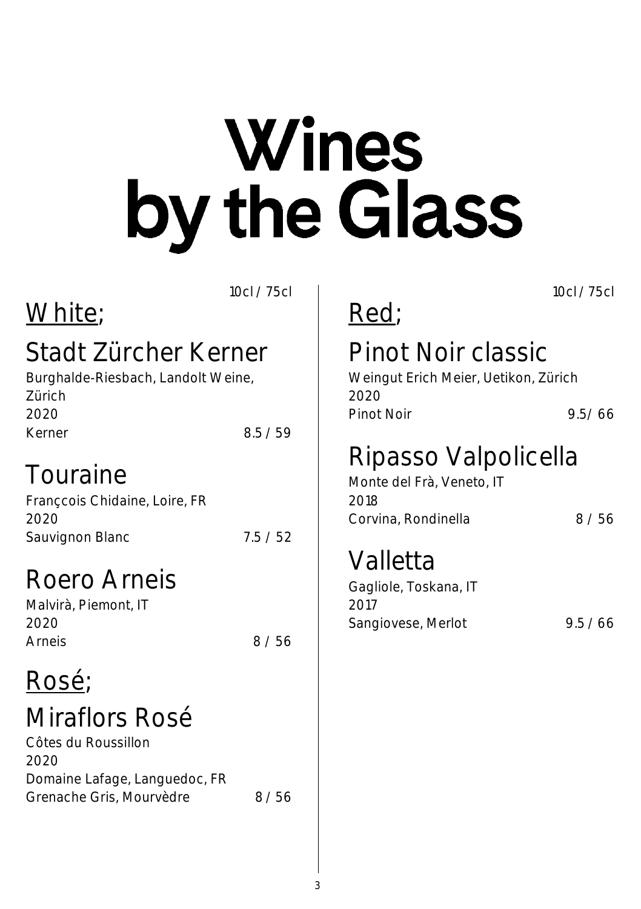# Wines by the Glass

## White;

10cl / 75cl

### Stadt Zürcher Kerner

Burghalde-Riesbach, Landolt Weine, Zürich
2020
Kerner — 8.5 / 59

### Touraine

Françcois Chidaine, Loire, FR
2020
Sauvignon Blanc — 7.5 / 52

### Roero Arneis

Malvirà, Piemont, IT
2020
Arneis — 8 / 56

## Rosé;

### Miraflors Rosé

Côtes du Roussillon
2020
Domaine Lafage, Languedoc, FR
Grenache Gris, Mourvèdre — 8 / 56

## Red;

10cl / 75cl

### Pinot Noir classic

Weingut Erich Meier, Uetikon, Zürich
2020
Pinot Noir — 9.5/ 66

### Ripasso Valpolicella

Monte del Frà, Veneto, IT
2018
Corvina, Rondinella — 8 / 56

### Valletta

Gagliole, Toskana, IT
2017
Sangiovese, Merlot — 9.5 / 66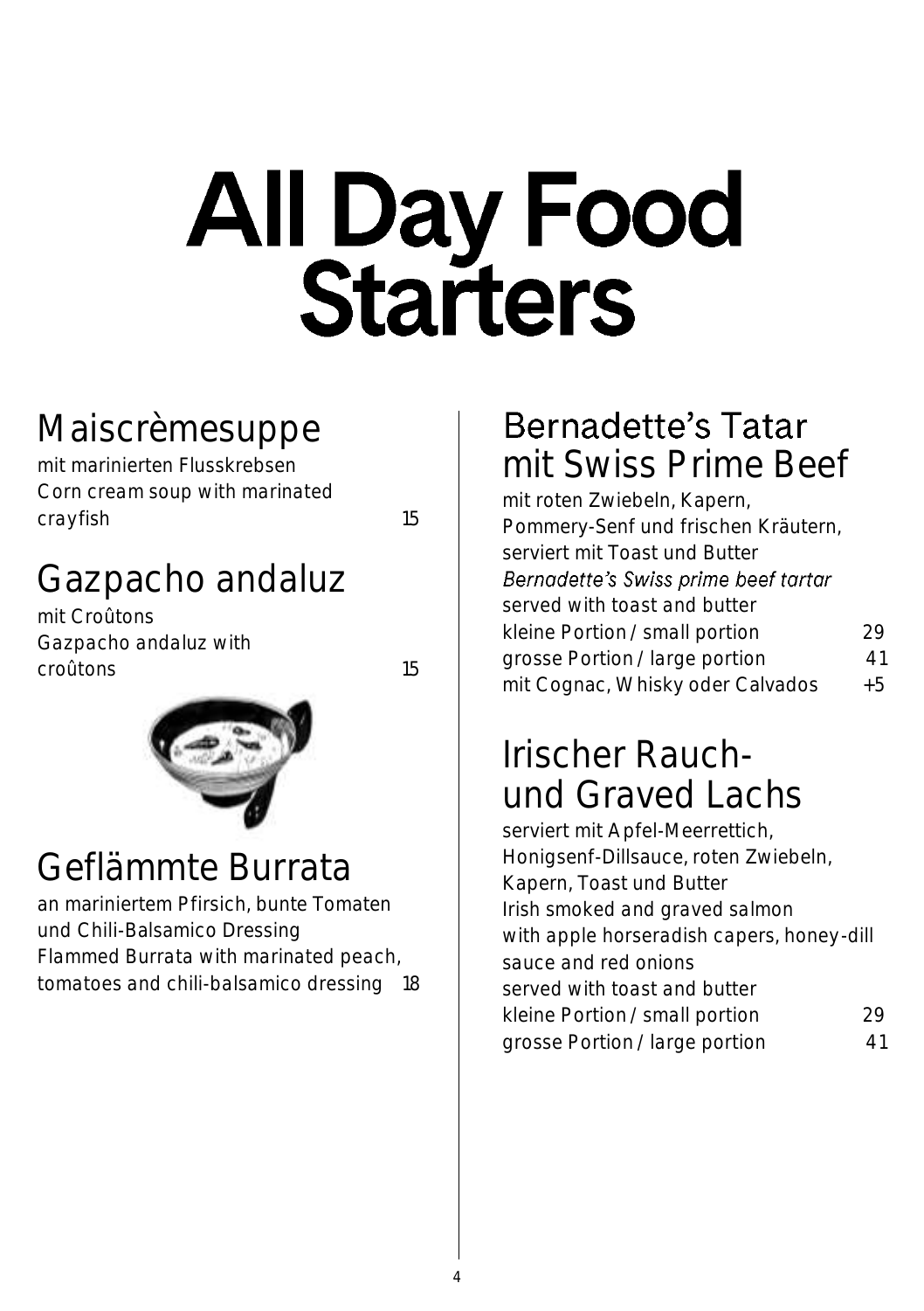# All Day Food
# Starters

## Maiscrèmesuppe

mit marinierten Flusskrebsen
Corn cream soup with marinated crayfish 15

## Gazpacho andaluz

mit Croûtons
Gazpacho andaluz with croûtons 15

## Geflämmte Burrata

an mariniertem Pfirsich, bunte Tomaten und Chili-Balsamico Dressing
Flammed Burrata with marinated peach, tomatoes and chili-balsamico dressing 18

## Bernadette's Tatar mit Swiss Prime Beef

mit roten Zwiebeln, Kapern, Pommery-Senf und frischen Kräutern, serviert mit Toast und Butter
*Bernadette's Swiss prime beef tartar*
served with toast and butter

kleine Portion / small portion 29
grosse Portion / large portion 41
mit Cognac, Whisky oder Calvados +5

## Irischer Rauch- und Graved Lachs

serviert mit Apfel-Meerrettich, Honigsenf-Dillsauce, roten Zwiebeln, Kapern, Toast und Butter
Irish smoked and graved salmon with apple horseradish capers, honey-dill sauce and red onions
served with toast and butter

kleine Portion / small portion 29
grosse Portion / large portion 41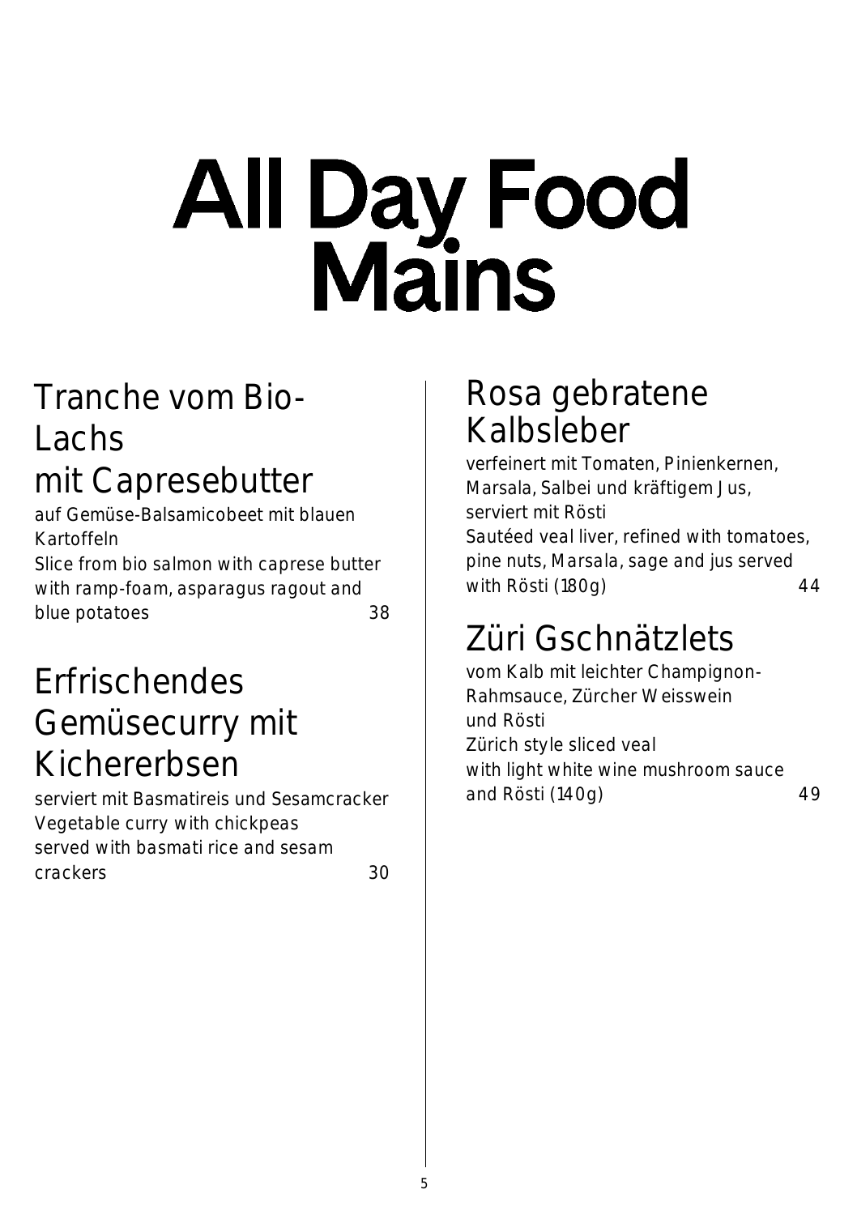# All Day Food Mains

## Tranche vom Bio-Lachs mit Capresebutter

auf Gemüse-Balsamicobeet mit blauen Kartoffeln
Slice from bio salmon with caprese butter with ramp-foam, asparagus ragout and blue potatoes 38

## Erfrischendes Gemüsecurry mit Kichererbsen

serviert mit Basmatireis und Sesamcracker
Vegetable curry with chickpeas served with basmati rice and sesam crackers 30

## Rosa gebratene Kalbsleber

verfeinert mit Tomaten, Pinienkernen, Marsala, Salbei und kräftigem Jus, serviert mit Rösti
Sautéed veal liver, refined with tomatoes, pine nuts, Marsala, sage and jus served with Rösti (180g) 44

## Züri Gschnätzlets

vom Kalb mit leichter Champignon-Rahmsauce, Zürcher Weisswein und Rösti
Zürich style sliced veal with light white wine mushroom sauce and Rösti (140g) 49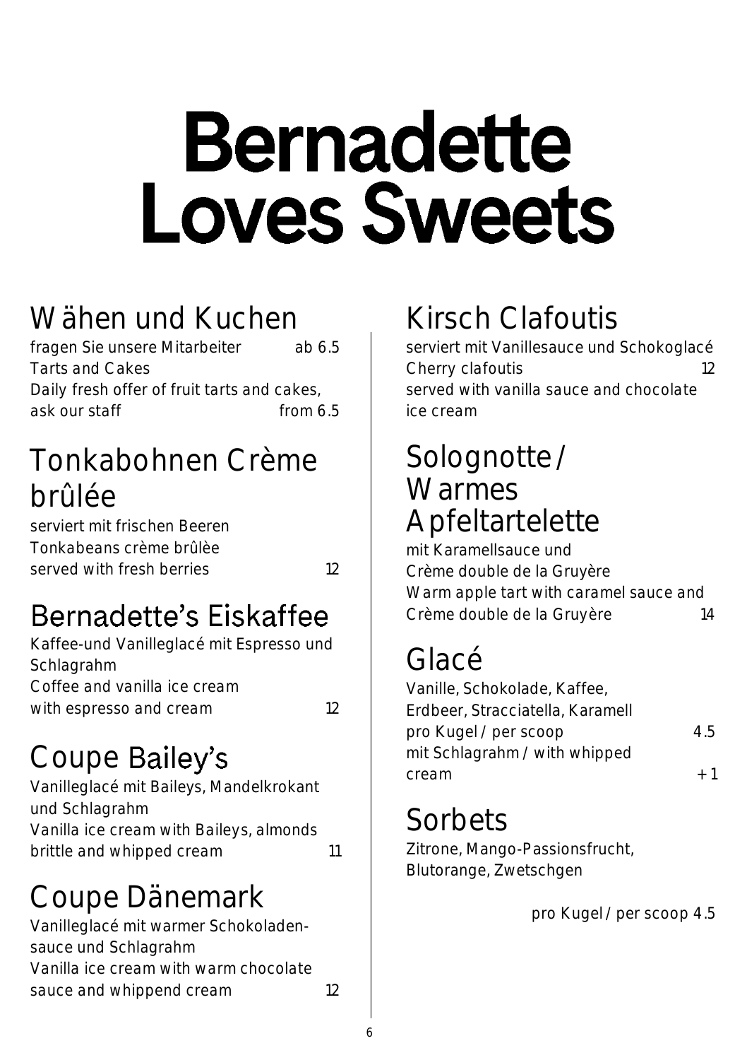# Bernadette Loves Sweets

## Wähen und Kuchen

fragen Sie unsere Mitarbeiter ab 6.5
Tarts and Cakes
Daily fresh offer of fruit tarts and cakes, ask our staff from 6.5

## Tonkabohnen Crème brûlée

serviert mit frischen Beeren
Tonkabeans crème brûlèe
served with fresh berries 12

## Bernadette's Eiskaffee

Kaffee-und Vanilleglacé mit Espresso und Schlagrahm
Coffee and vanilla ice cream with espresso and cream 12

## Coupe Bailey's

Vanilleglacé mit Baileys, Mandelkrokant und Schlagrahm
Vanilla ice cream with Baileys, almonds brittle and whipped cream 11

## Coupe Dänemark

Vanilleglacé mit warmer Schokoladen-sauce und Schlagrahm
Vanilla ice cream with warm chocolate sauce and whippend cream 12

## Kirsch Clafoutis

serviert mit Vanillesauce und Schokoglacé
Cherry clafoutis 12
served with vanilla sauce and chocolate ice cream

## Solognotte / Warmes Apfeltartelette

mit Karamellsauce und Crème double de la Gruyère
Warm apple tart with caramel sauce and Crème double de la Gruyère 14

## Glacé

Vanille, Schokolade, Kaffee, Erdbeer, Stracciatella, Karamell
pro Kugel / per scoop 4.5
mit Schlagrahm / with whipped cream + 1

## Sorbets

Zitrone, Mango-Passionsfrucht, Blutorange, Zwetschgen

pro Kugel / per scoop 4.5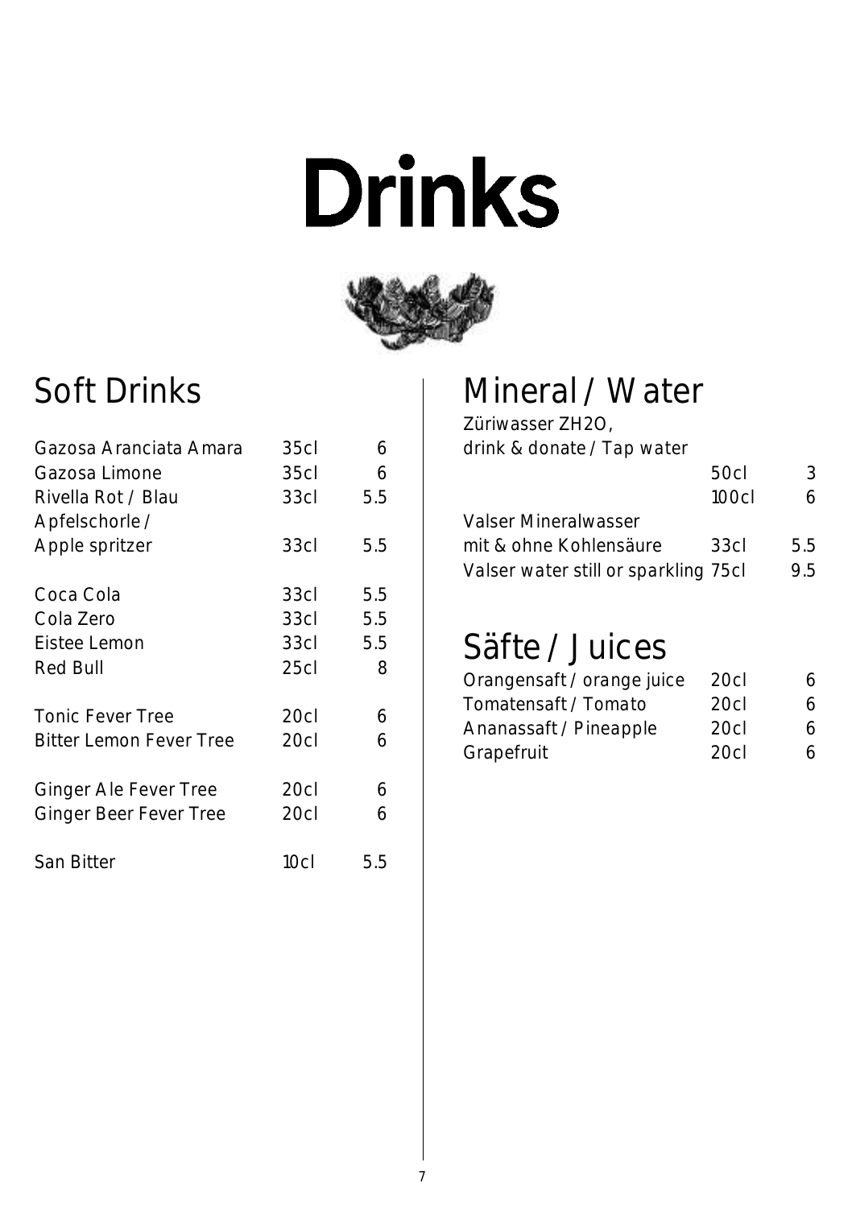# Drinks

## Soft Drinks

| | | |
|---|---|---|
| Gazosa Aranciata Amara | 35cl | 6 |
| Gazosa Limone | 35cl | 6 |
| Rivella Rot / Blau | 33cl | 5.5 |
| Apfelschorle / Apple spritzer | 33cl | 5.5 |
| Coca Cola | 33cl | 5.5 |
| Cola Zero | 33cl | 5.5 |
| Eistee Lemon | 33cl | 5.5 |
| Red Bull | 25cl | 8 |
| Tonic Fever Tree | 20cl | 6 |
| Bitter Lemon Fever Tree | 20cl | 6 |
| Ginger Ale Fever Tree | 20cl | 6 |
| Ginger Beer Fever Tree | 20cl | 6 |
| San Bitter | 10cl | 5.5 |

## Mineral / Water

| | | |
|---|---|---|
| Züriwasser ZH2O, drink & donate / Tap water | 50cl | 3 |
| | 100cl | 6 |
| Valser Mineralwasser mit & ohne Kohlensäure | 33cl | 5.5 |
| Valser water still or sparkling | 75cl | 9.5 |

## Säfte / Juices

| | | |
|---|---|---|
| Orangensaft / orange juice | 20cl | 6 |
| Tomatensaft / Tomato | 20cl | 6 |
| Ananassaft / Pineapple | 20cl | 6 |
| Grapefruit | 20cl | 6 |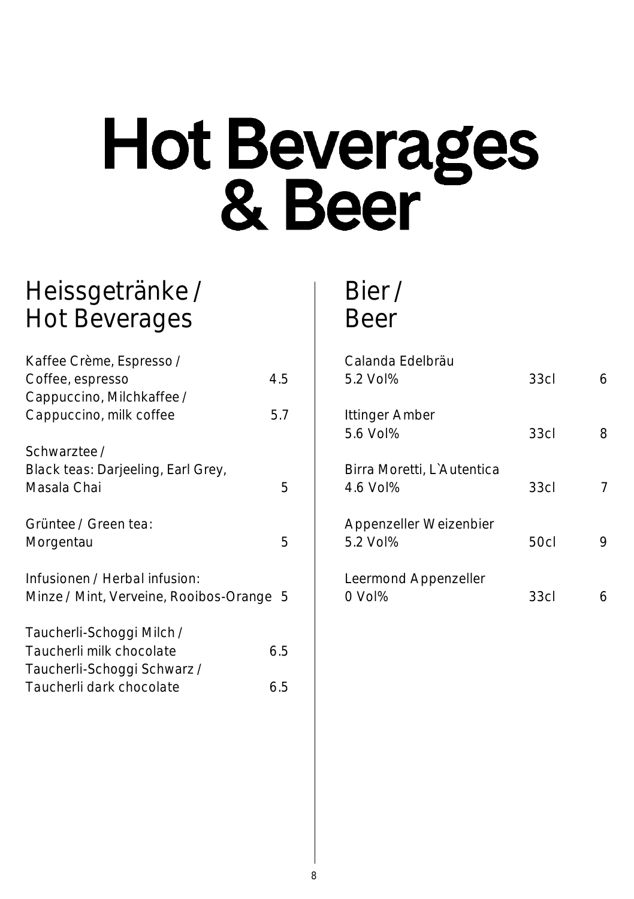# Hot Beverages & Beer

## Heissgetränke / Hot Beverages

| Item | Price |
| --- | --- |
| Kaffee Crème, Espresso / Coffee, espresso | 4.5 |
| Cappuccino, Milchkaffee / Cappuccino, milk coffee | 5.7 |
| Schwarztee / Black teas: Darjeeling, Earl Grey, Masala Chai | 5 |
| Grüntee / Green tea: Morgentau | 5 |
| Infusionen / Herbal infusion: Minze / Mint, Verveine, Rooibos-Orange | 5 |
| Taucherli-Schoggi Milch / Taucherli milk chocolate | 6.5 |
| Taucherli-Schoggi Schwarz / Taucherli dark chocolate | 6.5 |

## Bier / Beer

| Item | Volume | Price |
| --- | --- | --- |
| Calanda Edelbräu 5.2 Vol% | 33cl | 6 |
| Ittinger Amber 5.6 Vol% | 33cl | 8 |
| Birra Moretti, L`Autentica 4.6 Vol% | 33cl | 7 |
| Appenzeller Weizenbier 5.2 Vol% | 50cl | 9 |
| Leermond Appenzeller 0 Vol% | 33cl | 6 |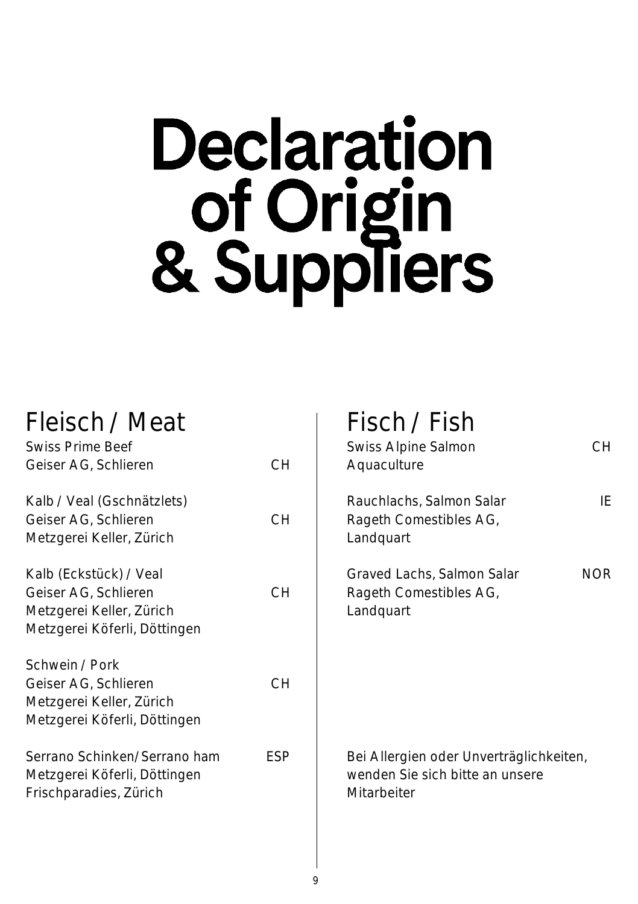# Declaration of Origin & Suppliers

## Fleisch / Meat

Swiss Prime Beef
Geiser AG, Schlieren — CH

Kalb / Veal (Gschnätzlets)
Geiser AG, Schlieren — CH
Metzgerei Keller, Zürich

Kalb (Eckstück) / Veal
Geiser AG, Schlieren — CH
Metzgerei Keller, Zürich
Metzgerei Köferli, Döttingen

Schwein / Pork
Geiser AG, Schlieren — CH
Metzgerei Keller, Zürich
Metzgerei Köferli, Döttingen

Serrano Schinken/Serrano ham — ESP
Metzgerei Köferli, Döttingen
Frischparadies, Zürich

## Fisch / Fish

Swiss Alpine Salmon — CH
Aquaculture

Rauchlachs, Salmon Salar — IE
Rageth Comestibles AG,
Landquart

Graved Lachs, Salmon Salar — NOR
Rageth Comestibles AG,
Landquart

Bei Allergien oder Unverträglichkeiten, wenden Sie sich bitte an unsere Mitarbeiter